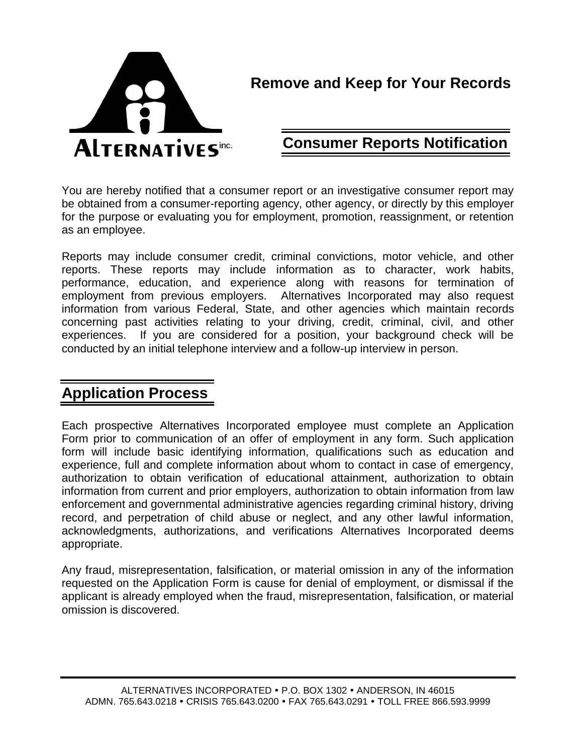**Remove and Keep for Your Records**

## Consumer Reports Notification

You are hereby notified that a consumer report or an investigative consumer report may be obtained from a consumer-reporting agency, other agency, or directly by this employer for the purpose or evaluating you for employment, promotion, reassignment, or retention as an employee.

Reports may include consumer credit, criminal convictions, motor vehicle, and other reports. These reports may include information as to character, work habits, performance, education, and experience along with reasons for termination of employment from previous employers. Alternatives Incorporated may also request information from various Federal, State, and other agencies which maintain records concerning past activities relating to your driving, credit, criminal, civil, and other experiences. If you are considered for a position, your background check will be conducted by an initial telephone interview and a follow-up interview in person.

## Application Process

Each prospective Alternatives Incorporated employee must complete an Application Form prior to communication of an offer of employment in any form. Such application form will include basic identifying information, qualifications such as education and experience, full and complete information about whom to contact in case of emergency, authorization to obtain verification of educational attainment, authorization to obtain information from current and prior employers, authorization to obtain information from law enforcement and governmental administrative agencies regarding criminal history, driving record, and perpetration of child abuse or neglect, and any other lawful information, acknowledgments, authorizations, and verifications Alternatives Incorporated deems appropriate.

Any fraud, misrepresentation, falsification, or material omission in any of the information requested on the Application Form is cause for denial of employment, or dismissal if the applicant is already employed when the fraud, misrepresentation, falsification, or material omission is discovered.

ALTERNATIVES INCORPORATED • P.O. BOX 1302 • ANDERSON, IN 46015
ADMN. 765.643.0218 • CRISIS 765.643.0200 • FAX 765.643.0291 • TOLL FREE 866.593.9999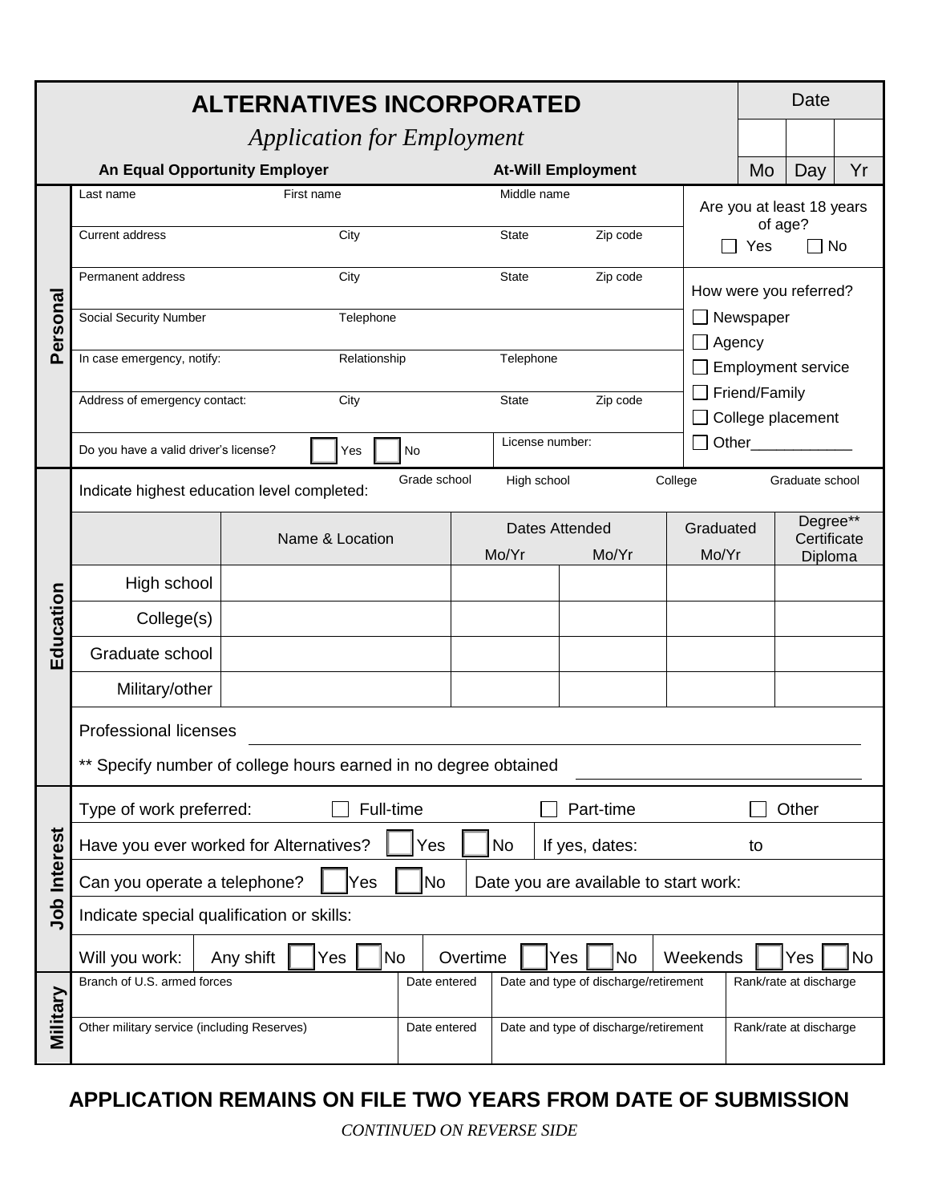# ALTERNATIVES INCORPORATED

*Application for Employment*

**An Equal Opportunity Employer** **At-Will Employment**

| Date | | |
|---|---|---|
| | | |
| Mo | Day | Yr |

## Personal

| Last name | First name | Middle name | |
|---|---|---|---|
| Current address | City | State | Zip code |
| Permanent address | City | State | Zip code |
| Social Security Number | Telephone | | |
| In case emergency, notify: | Relationship | Telephone | |
| Address of emergency contact: | City | State | Zip code |
| Do you have a valid driver's license? ☐ Yes ☐ No | | License number: | |

Are you at least 18 years of age?
☐ Yes ☐ No

How were you referred?
- ☐ Newspaper
- ☐ Agency
- ☐ Employment service
- ☐ Friend/Family
- ☐ College placement
- ☐ Other____________

## Education

Indicate highest education level completed: Grade school High school College Graduate school

| | Name & Location | Dates Attended Mo/Yr | Dates Attended Mo/Yr | Graduated Mo/Yr | Degree** Certificate Diploma |
|---|---|---|---|---|---|
| High school | | | | | |
| College(s) | | | | | |
| Graduate school | | | | | |
| Military/other | | | | | |

Professional licenses ______________________________

** Specify number of college hours earned in no degree obtained ______________________________

## Job Interest

Type of work preferred: ☐ Full-time ☐ Part-time ☐ Other

Have you ever worked for Alternatives? ☐ Yes ☐ No If yes, dates: to

Can you operate a telephone? ☐ Yes ☐ No Date you are available to start work:

Indicate special qualification or skills:

Will you work: Any shift ☐ Yes ☐ No Overtime ☐ Yes ☐ No Weekends ☐ Yes ☐ No

## Military

| Branch of U.S. armed forces | Date entered | Date and type of discharge/retirement | Rank/rate at discharge |
|---|---|---|---|
| | | | |
| Other military service (including Reserves) | Date entered | Date and type of discharge/retirement | Rank/rate at discharge |
| | | | |

**APPLICATION REMAINS ON FILE TWO YEARS FROM DATE OF SUBMISSION**

*CONTINUED ON REVERSE SIDE*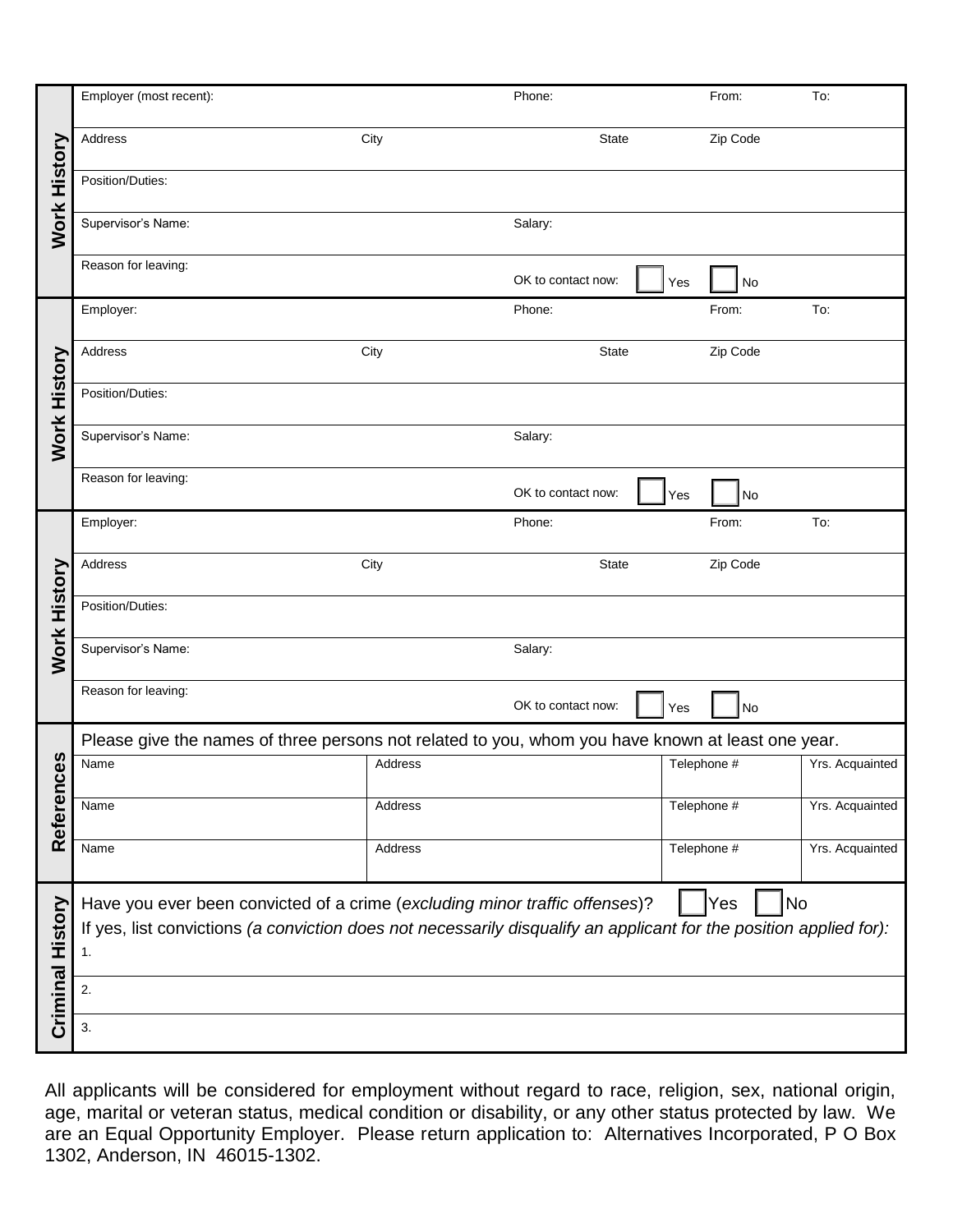## Work History

| | | | | |
|---|---|---|---|---|
| Employer (most recent): | | Phone: | From: | To: |
| Address | City | State | Zip Code | |
| Position/Duties: | | | | |
| Supervisor's Name: | | Salary: | | |
| Reason for leaving: | | OK to contact now: ☐ Yes ☐ No | | |

## Work History

| | | | | |
|---|---|---|---|---|
| Employer: | | Phone: | From: | To: |
| Address | City | State | Zip Code | |
| Position/Duties: | | | | |
| Supervisor's Name: | | Salary: | | |
| Reason for leaving: | | OK to contact now: ☐ Yes ☐ No | | |

## Work History

| | | | | |
|---|---|---|---|---|
| Employer: | | Phone: | From: | To: |
| Address | City | State | Zip Code | |
| Position/Duties: | | | | |
| Supervisor's Name: | | Salary: | | |
| Reason for leaving: | | OK to contact now: ☐ Yes ☐ No | | |

## References

Please give the names of three persons not related to you, whom you have known at least one year.

| Name | Address | Telephone # | Yrs. Acquainted |
|---|---|---|---|
| Name | Address | Telephone # | Yrs. Acquainted |
| Name | Address | Telephone # | Yrs. Acquainted |

## Criminal History

Have you ever been convicted of a crime (*excluding minor traffic offenses*)? ☐ Yes ☐ No

If yes, list convictions *(a conviction does not necessarily disqualify an applicant for the position applied for):*

1.

2.

3.

All applicants will be considered for employment without regard to race, religion, sex, national origin, age, marital or veteran status, medical condition or disability, or any other status protected by law. We are an Equal Opportunity Employer. Please return application to: Alternatives Incorporated, P O Box 1302, Anderson, IN 46015-1302.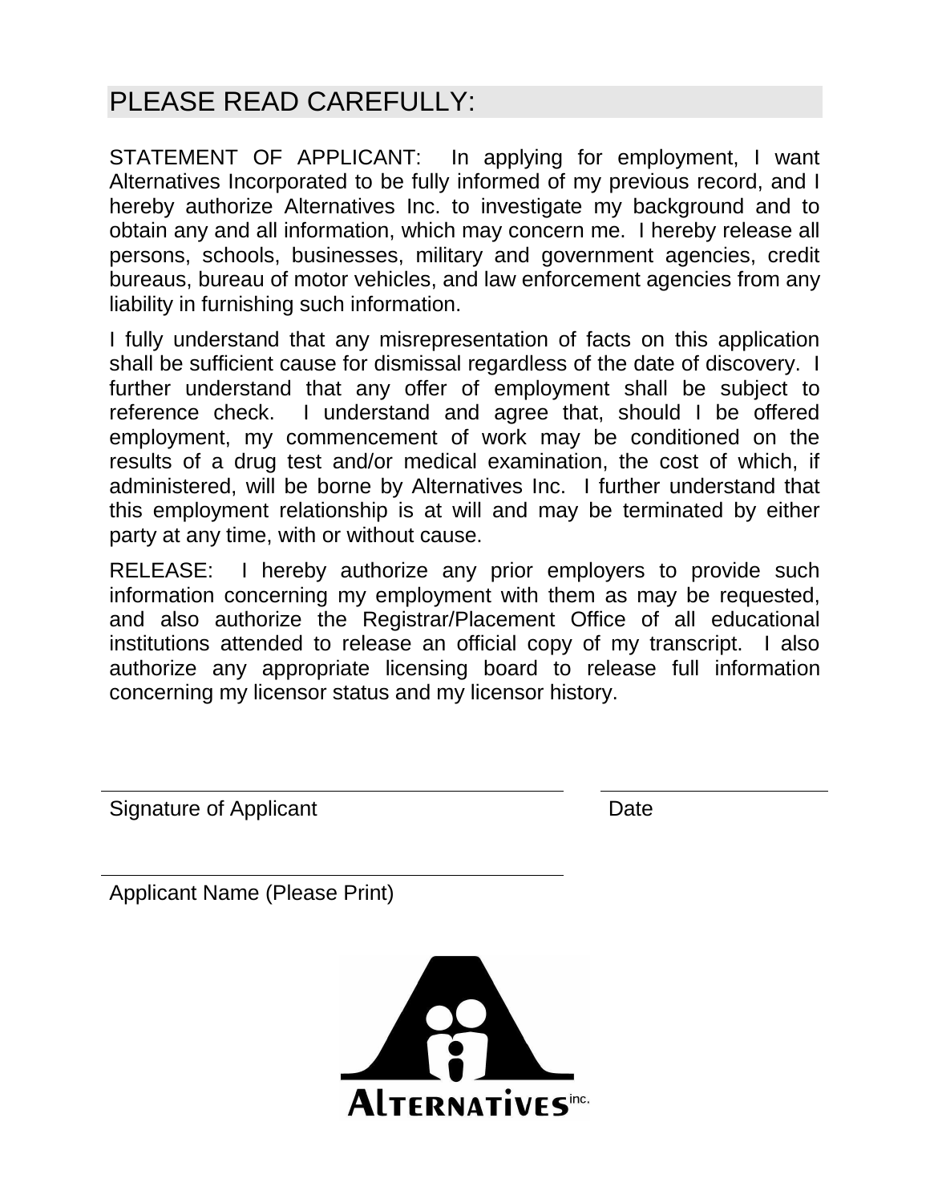## PLEASE READ CAREFULLY:

STATEMENT OF APPLICANT: In applying for employment, I want Alternatives Incorporated to be fully informed of my previous record, and I hereby authorize Alternatives Inc. to investigate my background and to obtain any and all information, which may concern me. I hereby release all persons, schools, businesses, military and government agencies, credit bureaus, bureau of motor vehicles, and law enforcement agencies from any liability in furnishing such information.

I fully understand that any misrepresentation of facts on this application shall be sufficient cause for dismissal regardless of the date of discovery. I further understand that any offer of employment shall be subject to reference check. I understand and agree that, should I be offered employment, my commencement of work may be conditioned on the results of a drug test and/or medical examination, the cost of which, if administered, will be borne by Alternatives Inc. I further understand that this employment relationship is at will and may be terminated by either party at any time, with or without cause.

RELEASE: I hereby authorize any prior employers to provide such information concerning my employment with them as may be requested, and also authorize the Registrar/Placement Office of all educational institutions attended to release an official copy of my transcript. I also authorize any appropriate licensing board to release full information concerning my licensor status and my licensor history.

______________________________________________ ______________________

Signature of Applicant                                    Date

______________________________________________

Applicant Name (Please Print)

ALTERNATIVES inc.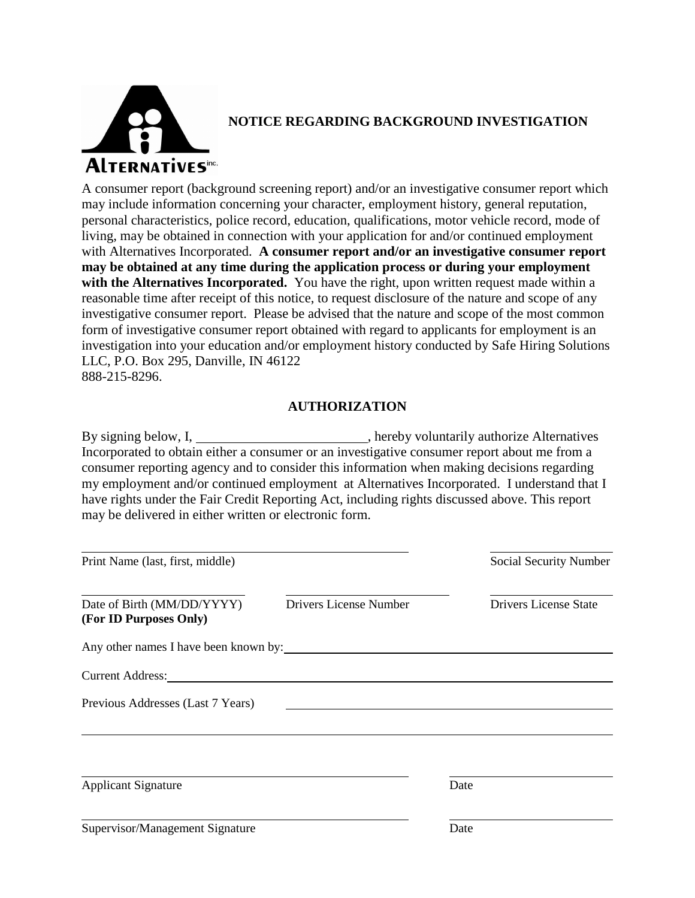Alternatives inc.

## NOTICE REGARDING BACKGROUND INVESTIGATION

A consumer report (background screening report) and/or an investigative consumer report which may include information concerning your character, employment history, general reputation, personal characteristics, police record, education, qualifications, motor vehicle record, mode of living, may be obtained in connection with your application for and/or continued employment with Alternatives Incorporated. **A consumer report and/or an investigative consumer report may be obtained at any time during the application process or during your employment with the Alternatives Incorporated.** You have the right, upon written request made within a reasonable time after receipt of this notice, to request disclosure of the nature and scope of any investigative consumer report. Please be advised that the nature and scope of the most common form of investigative consumer report obtained with regard to applicants for employment is an investigation into your education and/or employment history conducted by Safe Hiring Solutions LLC, P.O. Box 295, Danville, IN 46122
888-215-8296.

## AUTHORIZATION

By signing below, I, _________________________, hereby voluntarily authorize Alternatives Incorporated to obtain either a consumer or an investigative consumer report about me from a consumer reporting agency and to consider this information when making decisions regarding my employment and/or continued employment at Alternatives Incorporated. I understand that I have rights under the Fair Credit Reporting Act, including rights discussed above. This report may be delivered in either written or electronic form.

_________________________________________ &nbsp;&nbsp;&nbsp;&nbsp; _______________

Print Name (last, first, middle) &nbsp;&nbsp;&nbsp;&nbsp; Social Security Number

_____________________ &nbsp;&nbsp; _____________________ &nbsp;&nbsp; _______________

Date of Birth (MM/DD/YYYY) &nbsp;&nbsp; Drivers License Number &nbsp;&nbsp; Drivers License State
**(For ID Purposes Only)**

Any other names I have been known by: _________________________________________

Current Address: _________________________________________________________

Previous Addresses (Last 7 Years) _____________________________________________

_________________________________________________________________________

_________________________________________ &nbsp;&nbsp;&nbsp;&nbsp; _______________

Applicant Signature &nbsp;&nbsp;&nbsp;&nbsp; Date

_________________________________________ &nbsp;&nbsp;&nbsp;&nbsp; _______________

Supervisor/Management Signature &nbsp;&nbsp;&nbsp;&nbsp; Date